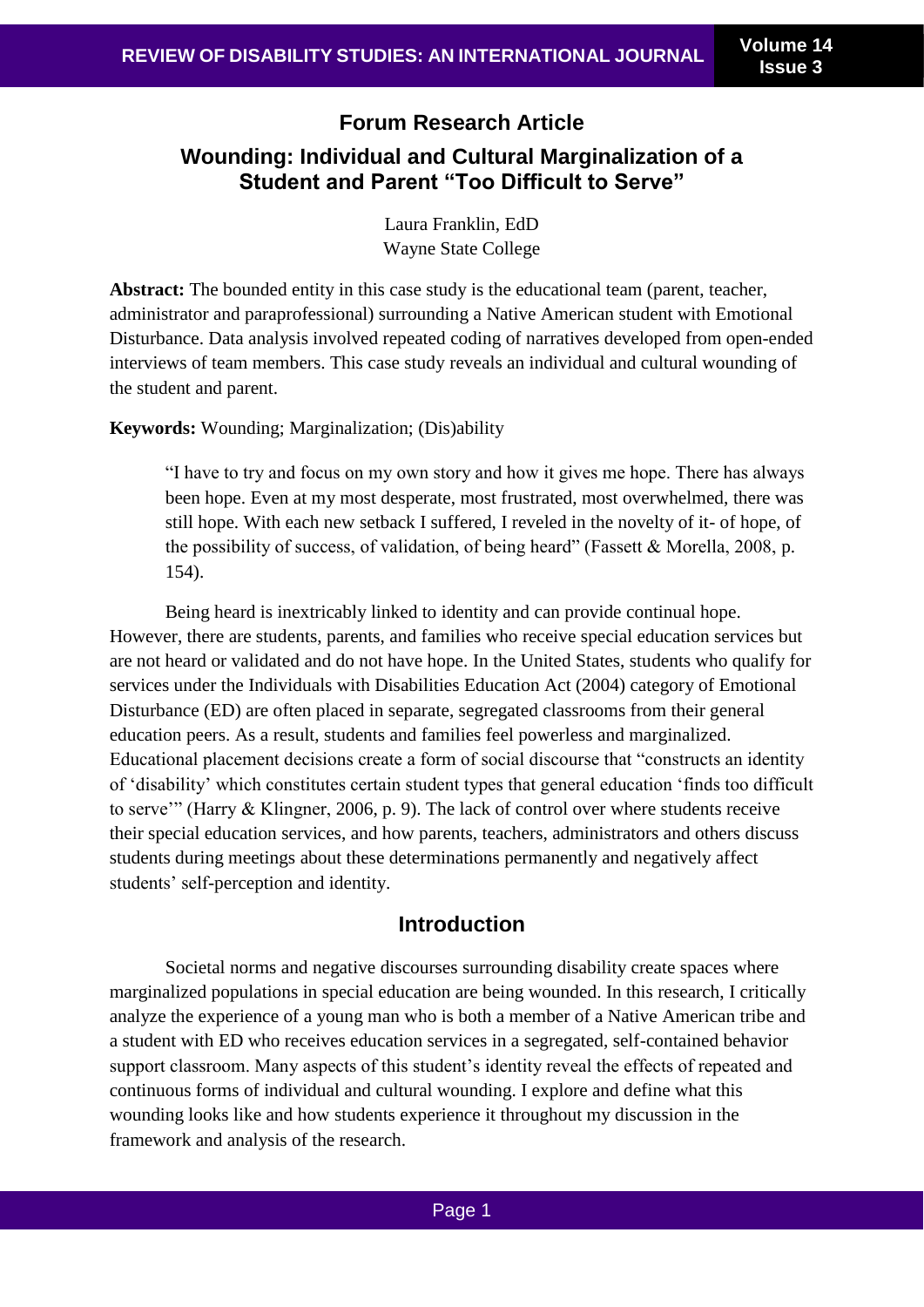## Forum Research Article

# Wounding: Individual and Cultural Marginalization of a Student and Parent "Too Difficult to Serve"

Laura Franklin, EdD
Wayne State College

**Abstract:** The bounded entity in this case study is the educational team (parent, teacher, administrator and paraprofessional) surrounding a Native American student with Emotional Disturbance. Data analysis involved repeated coding of narratives developed from open-ended interviews of team members. This case study reveals an individual and cultural wounding of the student and parent.

**Keywords:** Wounding; Marginalization; (Dis)ability

> "I have to try and focus on my own story and how it gives me hope. There has always been hope. Even at my most desperate, most frustrated, most overwhelmed, there was still hope. With each new setback I suffered, I reveled in the novelty of it- of hope, of the possibility of success, of validation, of being heard" (Fassett & Morella, 2008, p. 154).

Being heard is inextricably linked to identity and can provide continual hope. However, there are students, parents, and families who receive special education services but are not heard or validated and do not have hope. In the United States, students who qualify for services under the Individuals with Disabilities Education Act (2004) category of Emotional Disturbance (ED) are often placed in separate, segregated classrooms from their general education peers. As a result, students and families feel powerless and marginalized. Educational placement decisions create a form of social discourse that "constructs an identity of 'disability' which constitutes certain student types that general education 'finds too difficult to serve'" (Harry & Klingner, 2006, p. 9). The lack of control over where students receive their special education services, and how parents, teachers, administrators and others discuss students during meetings about these determinations permanently and negatively affect students' self-perception and identity.

## Introduction

Societal norms and negative discourses surrounding disability create spaces where marginalized populations in special education are being wounded. In this research, I critically analyze the experience of a young man who is both a member of a Native American tribe and a student with ED who receives education services in a segregated, self-contained behavior support classroom. Many aspects of this student's identity reveal the effects of repeated and continuous forms of individual and cultural wounding. I explore and define what this wounding looks like and how students experience it throughout my discussion in the framework and analysis of the research.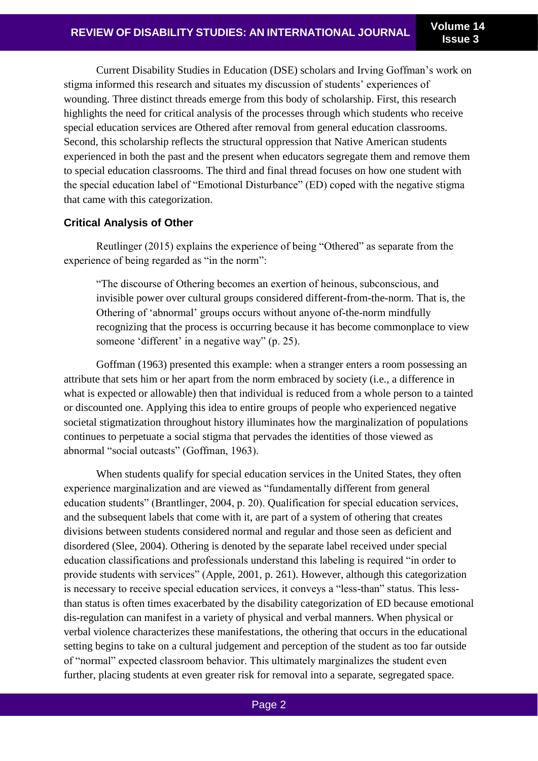Current Disability Studies in Education (DSE) scholars and Irving Goffman's work on stigma informed this research and situates my discussion of students' experiences of wounding. Three distinct threads emerge from this body of scholarship. First, this research highlights the need for critical analysis of the processes through which students who receive special education services are Othered after removal from general education classrooms. Second, this scholarship reflects the structural oppression that Native American students experienced in both the past and the present when educators segregate them and remove them to special education classrooms. The third and final thread focuses on how one student with the special education label of "Emotional Disturbance" (ED) coped with the negative stigma that came with this categorization.

### Critical Analysis of Other

Reutlinger (2015) explains the experience of being "Othered" as separate from the experience of being regarded as "in the norm":

> "The discourse of Othering becomes an exertion of heinous, subconscious, and invisible power over cultural groups considered different-from-the-norm. That is, the Othering of 'abnormal' groups occurs without anyone of-the-norm mindfully recognizing that the process is occurring because it has become commonplace to view someone 'different' in a negative way" (p. 25).

Goffman (1963) presented this example: when a stranger enters a room possessing an attribute that sets him or her apart from the norm embraced by society (i.e., a difference in what is expected or allowable) then that individual is reduced from a whole person to a tainted or discounted one. Applying this idea to entire groups of people who experienced negative societal stigmatization throughout history illuminates how the marginalization of populations continues to perpetuate a social stigma that pervades the identities of those viewed as abnormal "social outcasts" (Goffman, 1963).

When students qualify for special education services in the United States, they often experience marginalization and are viewed as "fundamentally different from general education students" (Brantlinger, 2004, p. 20). Qualification for special education services, and the subsequent labels that come with it, are part of a system of othering that creates divisions between students considered normal and regular and those seen as deficient and disordered (Slee, 2004). Othering is denoted by the separate label received under special education classifications and professionals understand this labeling is required "in order to provide students with services" (Apple, 2001, p. 261). However, although this categorization is necessary to receive special education services, it conveys a "less-than" status. This less-than status is often times exacerbated by the disability categorization of ED because emotional dis-regulation can manifest in a variety of physical and verbal manners. When physical or verbal violence characterizes these manifestations, the othering that occurs in the educational setting begins to take on a cultural judgement and perception of the student as too far outside of "normal" expected classroom behavior. This ultimately marginalizes the student even further, placing students at even greater risk for removal into a separate, segregated space.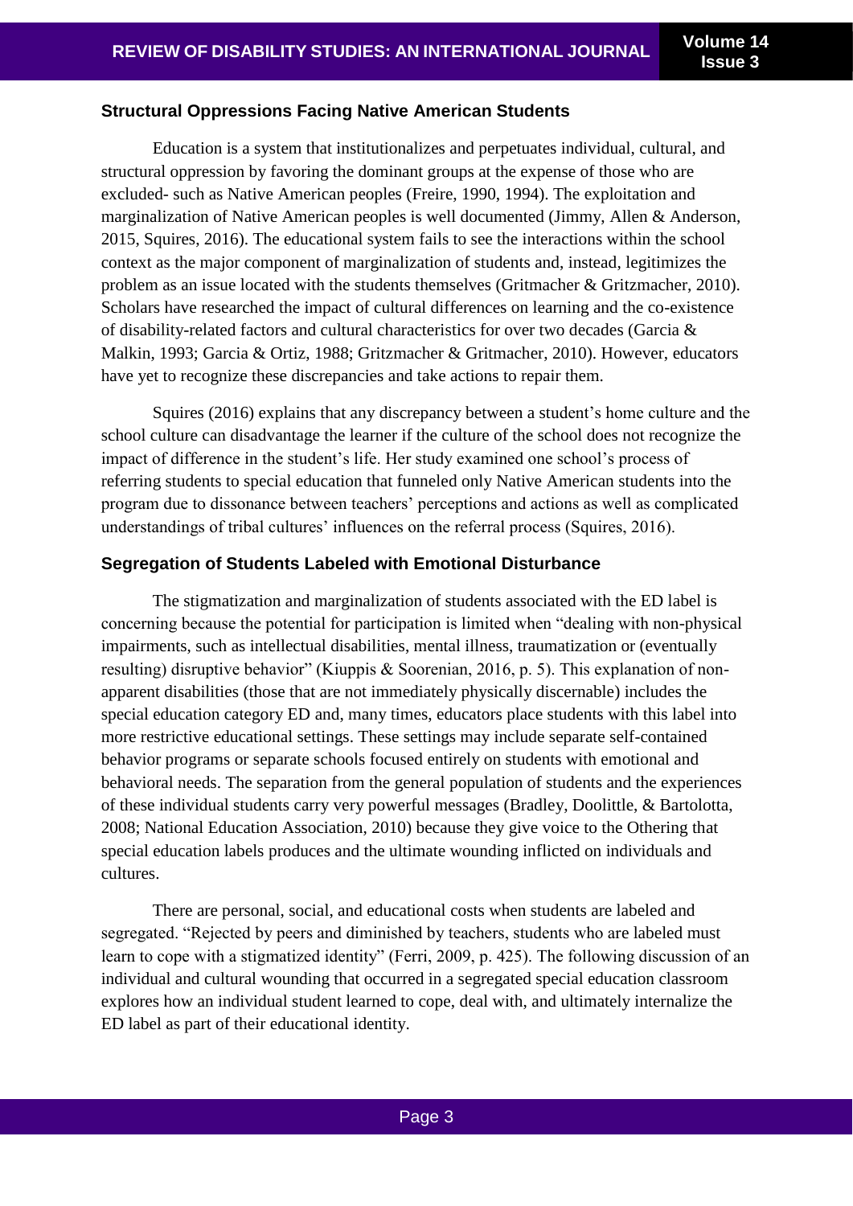### Structural Oppressions Facing Native American Students

Education is a system that institutionalizes and perpetuates individual, cultural, and structural oppression by favoring the dominant groups at the expense of those who are excluded- such as Native American peoples (Freire, 1990, 1994). The exploitation and marginalization of Native American peoples is well documented (Jimmy, Allen & Anderson, 2015, Squires, 2016). The educational system fails to see the interactions within the school context as the major component of marginalization of students and, instead, legitimizes the problem as an issue located with the students themselves (Gritmacher & Gritzmacher, 2010). Scholars have researched the impact of cultural differences on learning and the co-existence of disability-related factors and cultural characteristics for over two decades (Garcia & Malkin, 1993; Garcia & Ortiz, 1988; Gritzmacher & Gritmacher, 2010). However, educators have yet to recognize these discrepancies and take actions to repair them.

Squires (2016) explains that any discrepancy between a student's home culture and the school culture can disadvantage the learner if the culture of the school does not recognize the impact of difference in the student's life. Her study examined one school's process of referring students to special education that funneled only Native American students into the program due to dissonance between teachers' perceptions and actions as well as complicated understandings of tribal cultures' influences on the referral process (Squires, 2016).

### Segregation of Students Labeled with Emotional Disturbance

The stigmatization and marginalization of students associated with the ED label is concerning because the potential for participation is limited when "dealing with non-physical impairments, such as intellectual disabilities, mental illness, traumatization or (eventually resulting) disruptive behavior" (Kiuppis & Soorenian, 2016, p. 5). This explanation of non-apparent disabilities (those that are not immediately physically discernable) includes the special education category ED and, many times, educators place students with this label into more restrictive educational settings. These settings may include separate self-contained behavior programs or separate schools focused entirely on students with emotional and behavioral needs. The separation from the general population of students and the experiences of these individual students carry very powerful messages (Bradley, Doolittle, & Bartolotta, 2008; National Education Association, 2010) because they give voice to the Othering that special education labels produces and the ultimate wounding inflicted on individuals and cultures.

There are personal, social, and educational costs when students are labeled and segregated. "Rejected by peers and diminished by teachers, students who are labeled must learn to cope with a stigmatized identity" (Ferri, 2009, p. 425). The following discussion of an individual and cultural wounding that occurred in a segregated special education classroom explores how an individual student learned to cope, deal with, and ultimately internalize the ED label as part of their educational identity.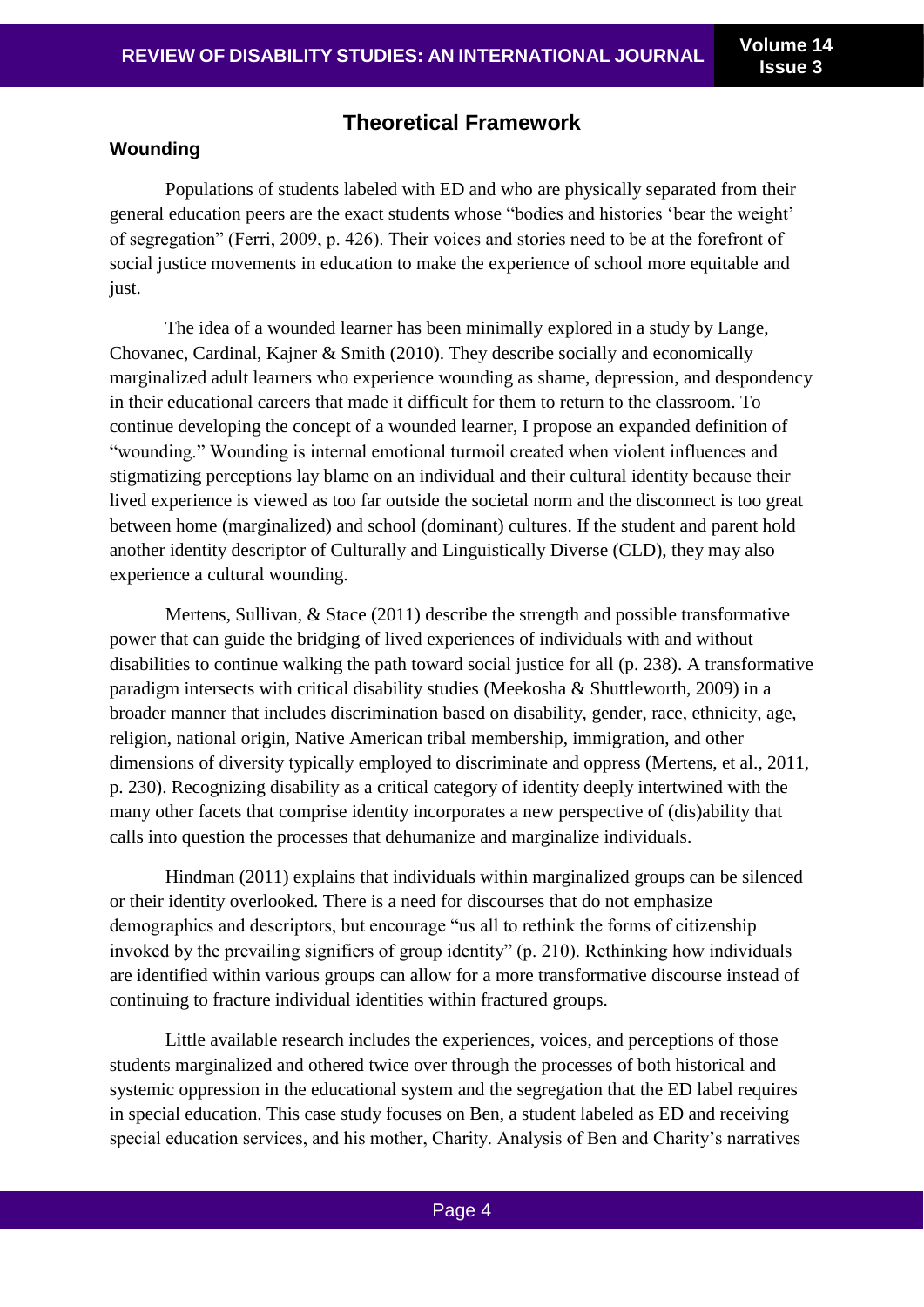## Theoretical Framework

### Wounding

Populations of students labeled with ED and who are physically separated from their general education peers are the exact students whose "bodies and histories 'bear the weight' of segregation" (Ferri, 2009, p. 426). Their voices and stories need to be at the forefront of social justice movements in education to make the experience of school more equitable and just.

The idea of a wounded learner has been minimally explored in a study by Lange, Chovanec, Cardinal, Kajner & Smith (2010). They describe socially and economically marginalized adult learners who experience wounding as shame, depression, and despondency in their educational careers that made it difficult for them to return to the classroom. To continue developing the concept of a wounded learner, I propose an expanded definition of "wounding." Wounding is internal emotional turmoil created when violent influences and stigmatizing perceptions lay blame on an individual and their cultural identity because their lived experience is viewed as too far outside the societal norm and the disconnect is too great between home (marginalized) and school (dominant) cultures. If the student and parent hold another identity descriptor of Culturally and Linguistically Diverse (CLD), they may also experience a cultural wounding.

Mertens, Sullivan, & Stace (2011) describe the strength and possible transformative power that can guide the bridging of lived experiences of individuals with and without disabilities to continue walking the path toward social justice for all (p. 238). A transformative paradigm intersects with critical disability studies (Meekosha & Shuttleworth, 2009) in a broader manner that includes discrimination based on disability, gender, race, ethnicity, age, religion, national origin, Native American tribal membership, immigration, and other dimensions of diversity typically employed to discriminate and oppress (Mertens, et al., 2011, p. 230). Recognizing disability as a critical category of identity deeply intertwined with the many other facets that comprise identity incorporates a new perspective of (dis)ability that calls into question the processes that dehumanize and marginalize individuals.

Hindman (2011) explains that individuals within marginalized groups can be silenced or their identity overlooked. There is a need for discourses that do not emphasize demographics and descriptors, but encourage "us all to rethink the forms of citizenship invoked by the prevailing signifiers of group identity" (p. 210). Rethinking how individuals are identified within various groups can allow for a more transformative discourse instead of continuing to fracture individual identities within fractured groups.

Little available research includes the experiences, voices, and perceptions of those students marginalized and othered twice over through the processes of both historical and systemic oppression in the educational system and the segregation that the ED label requires in special education. This case study focuses on Ben, a student labeled as ED and receiving special education services, and his mother, Charity. Analysis of Ben and Charity's narratives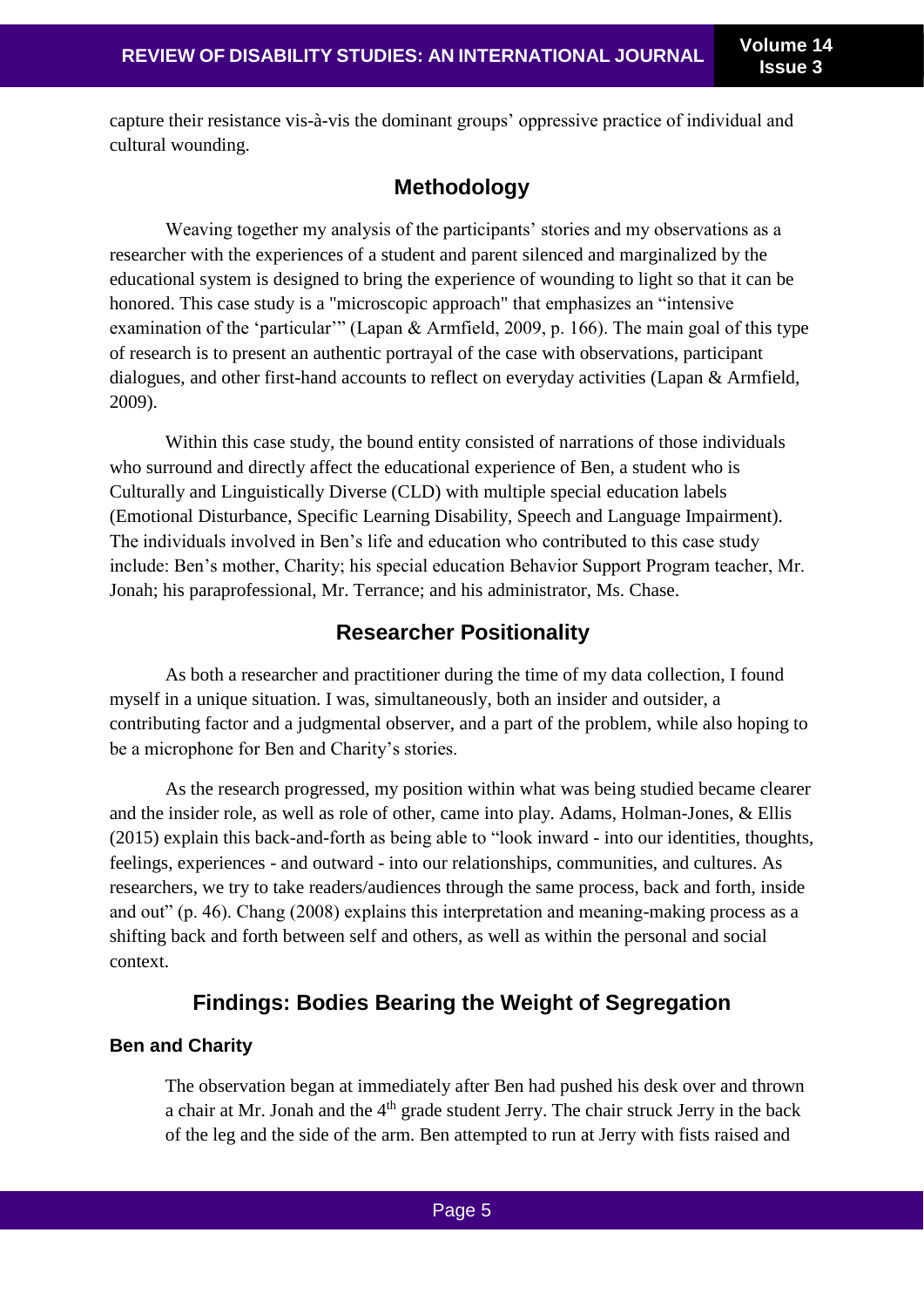capture their resistance vis-à-vis the dominant groups' oppressive practice of individual and cultural wounding.

## Methodology

Weaving together my analysis of the participants' stories and my observations as a researcher with the experiences of a student and parent silenced and marginalized by the educational system is designed to bring the experience of wounding to light so that it can be honored. This case study is a "microscopic approach" that emphasizes an "intensive examination of the 'particular'" (Lapan & Armfield, 2009, p. 166). The main goal of this type of research is to present an authentic portrayal of the case with observations, participant dialogues, and other first-hand accounts to reflect on everyday activities (Lapan & Armfield, 2009).

Within this case study, the bound entity consisted of narrations of those individuals who surround and directly affect the educational experience of Ben, a student who is Culturally and Linguistically Diverse (CLD) with multiple special education labels (Emotional Disturbance, Specific Learning Disability, Speech and Language Impairment). The individuals involved in Ben's life and education who contributed to this case study include: Ben's mother, Charity; his special education Behavior Support Program teacher, Mr. Jonah; his paraprofessional, Mr. Terrance; and his administrator, Ms. Chase.

## Researcher Positionality

As both a researcher and practitioner during the time of my data collection, I found myself in a unique situation. I was, simultaneously, both an insider and outsider, a contributing factor and a judgmental observer, and a part of the problem, while also hoping to be a microphone for Ben and Charity's stories.

As the research progressed, my position within what was being studied became clearer and the insider role, as well as role of other, came into play. Adams, Holman-Jones, & Ellis (2015) explain this back-and-forth as being able to "look inward - into our identities, thoughts, feelings, experiences - and outward - into our relationships, communities, and cultures. As researchers, we try to take readers/audiences through the same process, back and forth, inside and out" (p. 46). Chang (2008) explains this interpretation and meaning-making process as a shifting back and forth between self and others, as well as within the personal and social context.

## Findings: Bodies Bearing the Weight of Segregation

### Ben and Charity

> The observation began at immediately after Ben had pushed his desk over and thrown a chair at Mr. Jonah and the 4th grade student Jerry. The chair struck Jerry in the back of the leg and the side of the arm. Ben attempted to run at Jerry with fists raised and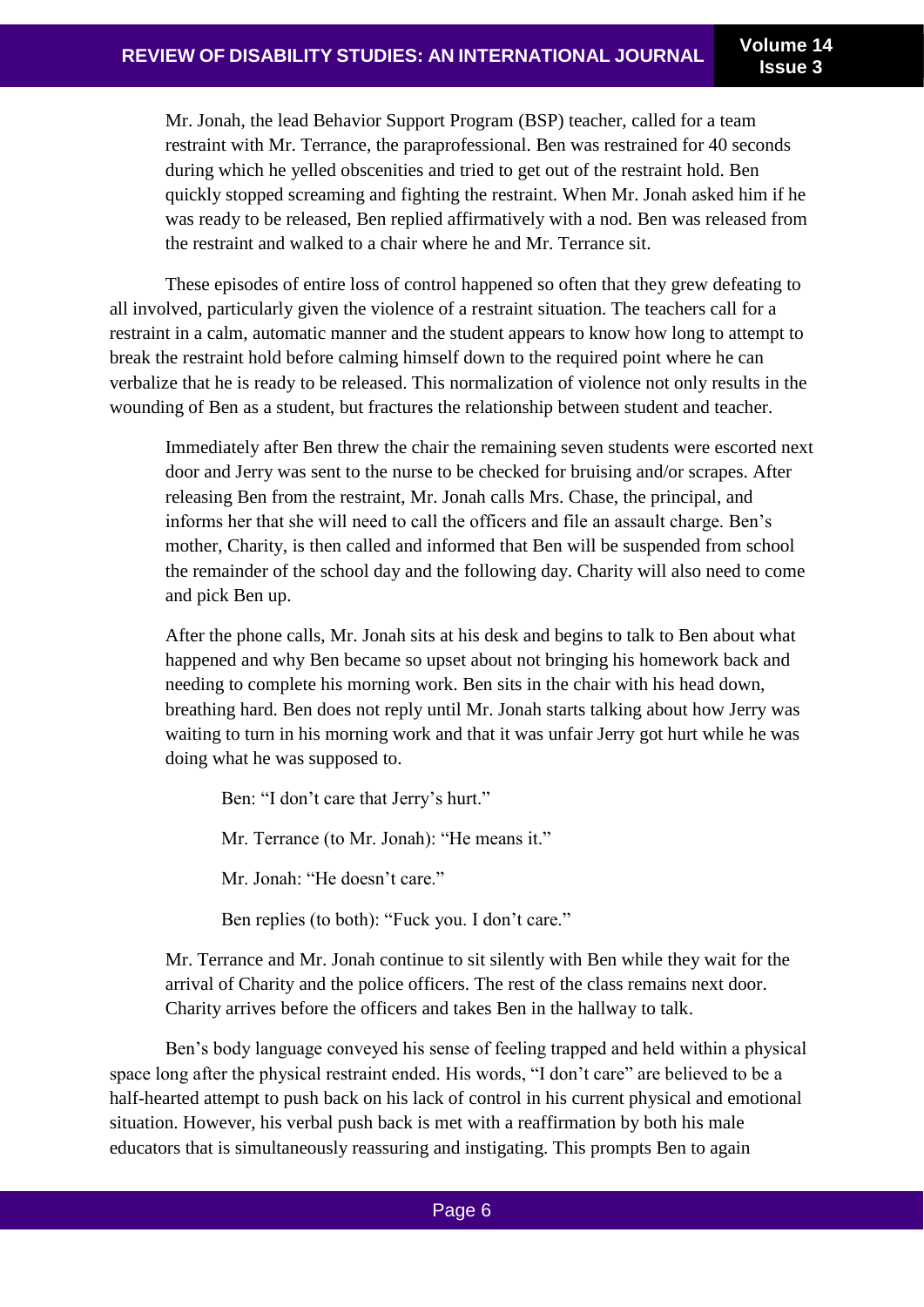> Mr. Jonah, the lead Behavior Support Program (BSP) teacher, called for a team restraint with Mr. Terrance, the paraprofessional. Ben was restrained for 40 seconds during which he yelled obscenities and tried to get out of the restraint hold. Ben quickly stopped screaming and fighting the restraint. When Mr. Jonah asked him if he was ready to be released, Ben replied affirmatively with a nod. Ben was released from the restraint and walked to a chair where he and Mr. Terrance sit.

These episodes of entire loss of control happened so often that they grew defeating to all involved, particularly given the violence of a restraint situation. The teachers call for a restraint in a calm, automatic manner and the student appears to know how long to attempt to break the restraint hold before calming himself down to the required point where he can verbalize that he is ready to be released. This normalization of violence not only results in the wounding of Ben as a student, but fractures the relationship between student and teacher.

> Immediately after Ben threw the chair the remaining seven students were escorted next door and Jerry was sent to the nurse to be checked for bruising and/or scrapes. After releasing Ben from the restraint, Mr. Jonah calls Mrs. Chase, the principal, and informs her that she will need to call the officers and file an assault charge. Ben's mother, Charity, is then called and informed that Ben will be suspended from school the remainder of the school day and the following day. Charity will also need to come and pick Ben up.
>
> After the phone calls, Mr. Jonah sits at his desk and begins to talk to Ben about what happened and why Ben became so upset about not bringing his homework back and needing to complete his morning work. Ben sits in the chair with his head down, breathing hard. Ben does not reply until Mr. Jonah starts talking about how Jerry was waiting to turn in his morning work and that it was unfair Jerry got hurt while he was doing what he was supposed to.
>
> > Ben: "I don't care that Jerry's hurt."
> >
> > Mr. Terrance (to Mr. Jonah): "He means it."
> >
> > Mr. Jonah: "He doesn't care."
> >
> > Ben replies (to both): "Fuck you. I don't care."
>
> Mr. Terrance and Mr. Jonah continue to sit silently with Ben while they wait for the arrival of Charity and the police officers. The rest of the class remains next door. Charity arrives before the officers and takes Ben in the hallway to talk.

Ben's body language conveyed his sense of feeling trapped and held within a physical space long after the physical restraint ended. His words, "I don't care" are believed to be a half-hearted attempt to push back on his lack of control in his current physical and emotional situation. However, his verbal push back is met with a reaffirmation by both his male educators that is simultaneously reassuring and instigating. This prompts Ben to again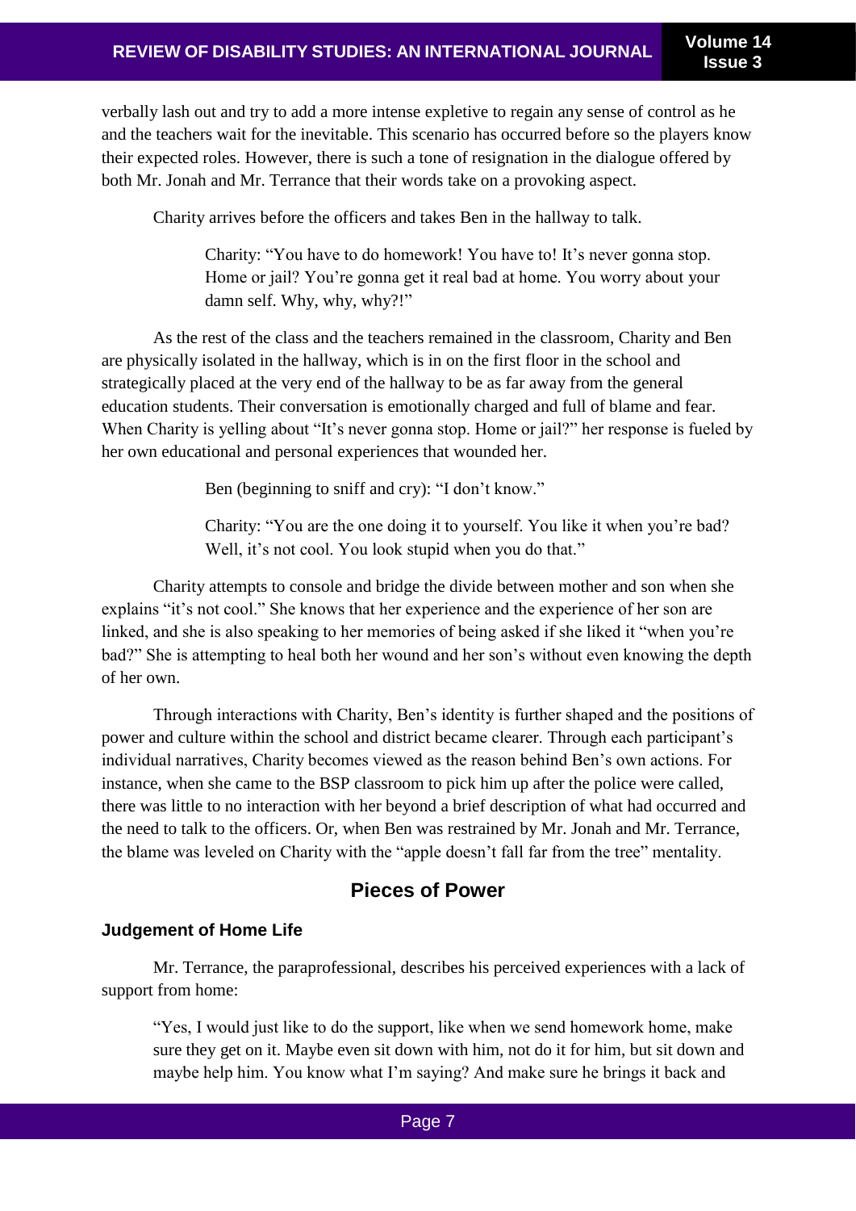verbally lash out and try to add a more intense expletive to regain any sense of control as he and the teachers wait for the inevitable. This scenario has occurred before so the players know their expected roles. However, there is such a tone of resignation in the dialogue offered by both Mr. Jonah and Mr. Terrance that their words take on a provoking aspect.

Charity arrives before the officers and takes Ben in the hallway to talk.

> Charity: "You have to do homework! You have to! It's never gonna stop. Home or jail? You're gonna get it real bad at home. You worry about your damn self. Why, why, why?!"

As the rest of the class and the teachers remained in the classroom, Charity and Ben are physically isolated in the hallway, which is in on the first floor in the school and strategically placed at the very end of the hallway to be as far away from the general education students. Their conversation is emotionally charged and full of blame and fear. When Charity is yelling about "It's never gonna stop. Home or jail?" her response is fueled by her own educational and personal experiences that wounded her.

> Ben (beginning to sniff and cry): "I don't know."
>
> Charity: "You are the one doing it to yourself. You like it when you're bad? Well, it's not cool. You look stupid when you do that."

Charity attempts to console and bridge the divide between mother and son when she explains "it's not cool." She knows that her experience and the experience of her son are linked, and she is also speaking to her memories of being asked if she liked it "when you're bad?" She is attempting to heal both her wound and her son's without even knowing the depth of her own.

Through interactions with Charity, Ben's identity is further shaped and the positions of power and culture within the school and district became clearer. Through each participant's individual narratives, Charity becomes viewed as the reason behind Ben's own actions. For instance, when she came to the BSP classroom to pick him up after the police were called, there was little to no interaction with her beyond a brief description of what had occurred and the need to talk to the officers. Or, when Ben was restrained by Mr. Jonah and Mr. Terrance, the blame was leveled on Charity with the "apple doesn't fall far from the tree" mentality.

## Pieces of Power

### Judgement of Home Life

Mr. Terrance, the paraprofessional, describes his perceived experiences with a lack of support from home:

> "Yes, I would just like to do the support, like when we send homework home, make sure they get on it. Maybe even sit down with him, not do it for him, but sit down and maybe help him. You know what I'm saying? And make sure he brings it back and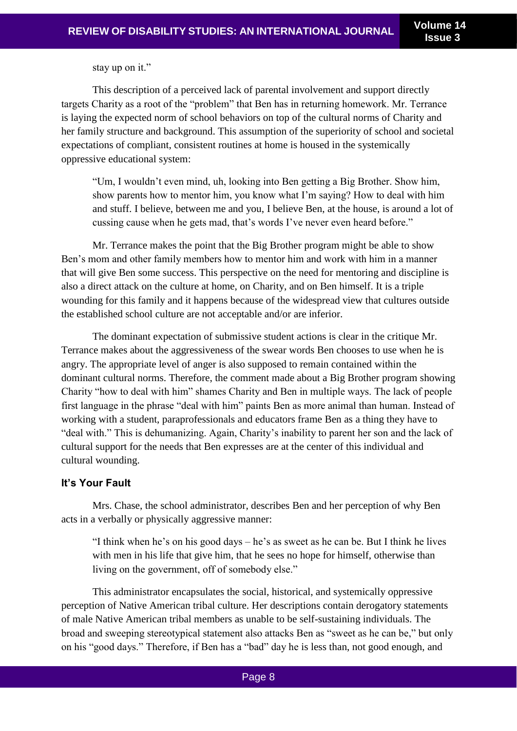stay up on it."

This description of a perceived lack of parental involvement and support directly targets Charity as a root of the "problem" that Ben has in returning homework. Mr. Terrance is laying the expected norm of school behaviors on top of the cultural norms of Charity and her family structure and background. This assumption of the superiority of school and societal expectations of compliant, consistent routines at home is housed in the systemically oppressive educational system:

> "Um, I wouldn't even mind, uh, looking into Ben getting a Big Brother. Show him, show parents how to mentor him, you know what I'm saying? How to deal with him and stuff. I believe, between me and you, I believe Ben, at the house, is around a lot of cussing cause when he gets mad, that's words I've never even heard before."

Mr. Terrance makes the point that the Big Brother program might be able to show Ben's mom and other family members how to mentor him and work with him in a manner that will give Ben some success. This perspective on the need for mentoring and discipline is also a direct attack on the culture at home, on Charity, and on Ben himself. It is a triple wounding for this family and it happens because of the widespread view that cultures outside the established school culture are not acceptable and/or are inferior.

The dominant expectation of submissive student actions is clear in the critique Mr. Terrance makes about the aggressiveness of the swear words Ben chooses to use when he is angry. The appropriate level of anger is also supposed to remain contained within the dominant cultural norms. Therefore, the comment made about a Big Brother program showing Charity "how to deal with him" shames Charity and Ben in multiple ways. The lack of people first language in the phrase "deal with him" paints Ben as more animal than human. Instead of working with a student, paraprofessionals and educators frame Ben as a thing they have to "deal with." This is dehumanizing. Again, Charity's inability to parent her son and the lack of cultural support for the needs that Ben expresses are at the center of this individual and cultural wounding.

### It's Your Fault

Mrs. Chase, the school administrator, describes Ben and her perception of why Ben acts in a verbally or physically aggressive manner:

> "I think when he's on his good days – he's as sweet as he can be. But I think he lives with men in his life that give him, that he sees no hope for himself, otherwise than living on the government, off of somebody else."

This administrator encapsulates the social, historical, and systemically oppressive perception of Native American tribal culture. Her descriptions contain derogatory statements of male Native American tribal members as unable to be self-sustaining individuals. The broad and sweeping stereotypical statement also attacks Ben as "sweet as he can be," but only on his "good days." Therefore, if Ben has a "bad" day he is less than, not good enough, and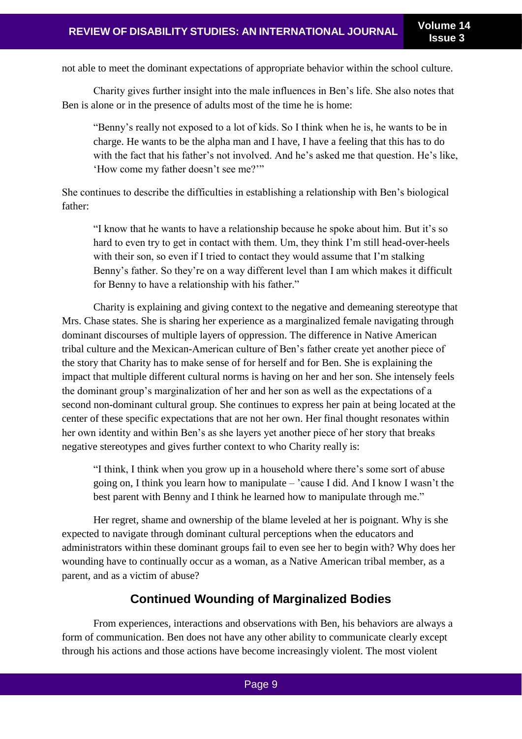not able to meet the dominant expectations of appropriate behavior within the school culture.

Charity gives further insight into the male influences in Ben's life. She also notes that Ben is alone or in the presence of adults most of the time he is home:

> "Benny's really not exposed to a lot of kids. So I think when he is, he wants to be in charge. He wants to be the alpha man and I have, I have a feeling that this has to do with the fact that his father's not involved. And he's asked me that question. He's like, 'How come my father doesn't see me?'"

She continues to describe the difficulties in establishing a relationship with Ben's biological father:

> "I know that he wants to have a relationship because he spoke about him. But it's so hard to even try to get in contact with them. Um, they think I'm still head-over-heels with their son, so even if I tried to contact they would assume that I'm stalking Benny's father. So they're on a way different level than I am which makes it difficult for Benny to have a relationship with his father."

Charity is explaining and giving context to the negative and demeaning stereotype that Mrs. Chase states. She is sharing her experience as a marginalized female navigating through dominant discourses of multiple layers of oppression. The difference in Native American tribal culture and the Mexican-American culture of Ben's father create yet another piece of the story that Charity has to make sense of for herself and for Ben. She is explaining the impact that multiple different cultural norms is having on her and her son. She intensely feels the dominant group's marginalization of her and her son as well as the expectations of a second non-dominant cultural group. She continues to express her pain at being located at the center of these specific expectations that are not her own. Her final thought resonates within her own identity and within Ben's as she layers yet another piece of her story that breaks negative stereotypes and gives further context to who Charity really is:

> "I think, I think when you grow up in a household where there's some sort of abuse going on, I think you learn how to manipulate – 'cause I did. And I know I wasn't the best parent with Benny and I think he learned how to manipulate through me."

Her regret, shame and ownership of the blame leveled at her is poignant. Why is she expected to navigate through dominant cultural perceptions when the educators and administrators within these dominant groups fail to even see her to begin with? Why does her wounding have to continually occur as a woman, as a Native American tribal member, as a parent, and as a victim of abuse?

## Continued Wounding of Marginalized Bodies

From experiences, interactions and observations with Ben, his behaviors are always a form of communication. Ben does not have any other ability to communicate clearly except through his actions and those actions have become increasingly violent. The most violent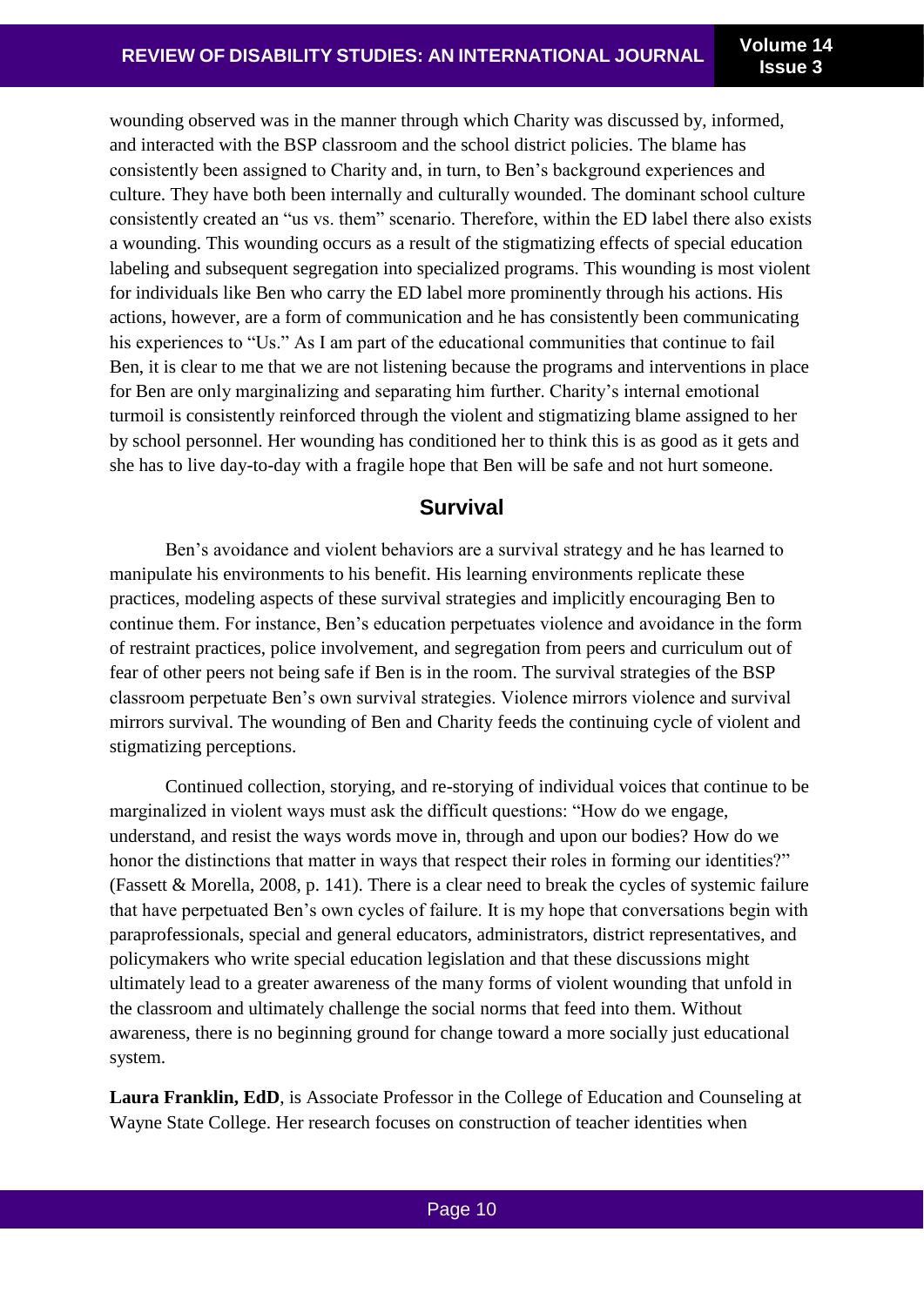wounding observed was in the manner through which Charity was discussed by, informed, and interacted with the BSP classroom and the school district policies. The blame has consistently been assigned to Charity and, in turn, to Ben's background experiences and culture. They have both been internally and culturally wounded. The dominant school culture consistently created an "us vs. them" scenario. Therefore, within the ED label there also exists a wounding. This wounding occurs as a result of the stigmatizing effects of special education labeling and subsequent segregation into specialized programs. This wounding is most violent for individuals like Ben who carry the ED label more prominently through his actions. His actions, however, are a form of communication and he has consistently been communicating his experiences to "Us." As I am part of the educational communities that continue to fail Ben, it is clear to me that we are not listening because the programs and interventions in place for Ben are only marginalizing and separating him further. Charity's internal emotional turmoil is consistently reinforced through the violent and stigmatizing blame assigned to her by school personnel. Her wounding has conditioned her to think this is as good as it gets and she has to live day-to-day with a fragile hope that Ben will be safe and not hurt someone.

## Survival

Ben's avoidance and violent behaviors are a survival strategy and he has learned to manipulate his environments to his benefit. His learning environments replicate these practices, modeling aspects of these survival strategies and implicitly encouraging Ben to continue them. For instance, Ben's education perpetuates violence and avoidance in the form of restraint practices, police involvement, and segregation from peers and curriculum out of fear of other peers not being safe if Ben is in the room. The survival strategies of the BSP classroom perpetuate Ben's own survival strategies. Violence mirrors violence and survival mirrors survival. The wounding of Ben and Charity feeds the continuing cycle of violent and stigmatizing perceptions.

Continued collection, storying, and re-storying of individual voices that continue to be marginalized in violent ways must ask the difficult questions: "How do we engage, understand, and resist the ways words move in, through and upon our bodies? How do we honor the distinctions that matter in ways that respect their roles in forming our identities?" (Fassett & Morella, 2008, p. 141). There is a clear need to break the cycles of systemic failure that have perpetuated Ben's own cycles of failure. It is my hope that conversations begin with paraprofessionals, special and general educators, administrators, district representatives, and policymakers who write special education legislation and that these discussions might ultimately lead to a greater awareness of the many forms of violent wounding that unfold in the classroom and ultimately challenge the social norms that feed into them. Without awareness, there is no beginning ground for change toward a more socially just educational system.

**Laura Franklin, EdD**, is Associate Professor in the College of Education and Counseling at Wayne State College. Her research focuses on construction of teacher identities when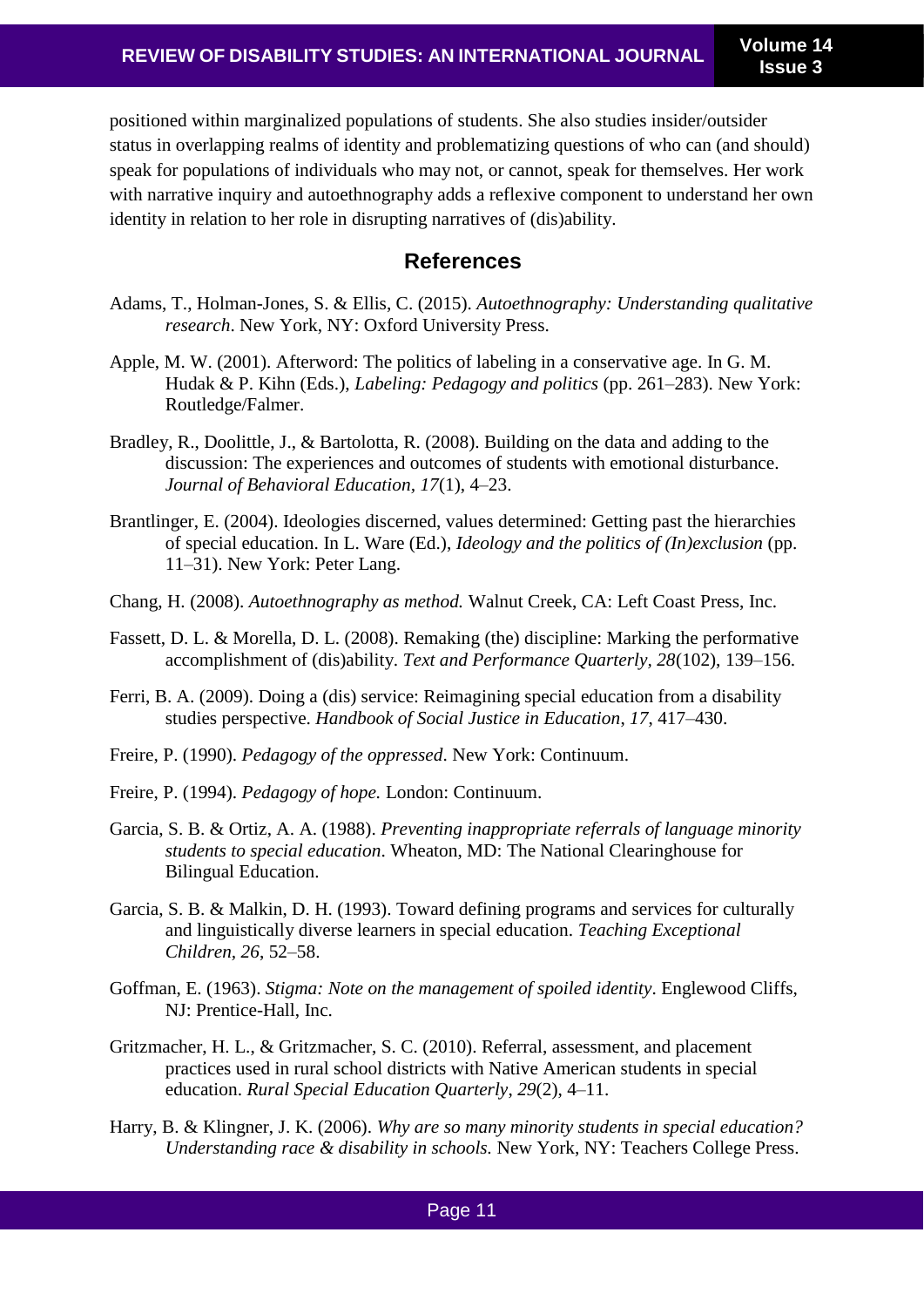positioned within marginalized populations of students. She also studies insider/outsider status in overlapping realms of identity and problematizing questions of who can (and should) speak for populations of individuals who may not, or cannot, speak for themselves. Her work with narrative inquiry and autoethnography adds a reflexive component to understand her own identity in relation to her role in disrupting narratives of (dis)ability.

## References

Adams, T., Holman-Jones, S. & Ellis, C. (2015). *Autoethnography: Understanding qualitative research*. New York, NY: Oxford University Press.

Apple, M. W. (2001). Afterword: The politics of labeling in a conservative age. In G. M. Hudak & P. Kihn (Eds.), *Labeling: Pedagogy and politics* (pp. 261–283). New York: Routledge/Falmer.

Bradley, R., Doolittle, J., & Bartolotta, R. (2008). Building on the data and adding to the discussion: The experiences and outcomes of students with emotional disturbance. *Journal of Behavioral Education, 17*(1), 4–23.

Brantlinger, E. (2004). Ideologies discerned, values determined: Getting past the hierarchies of special education. In L. Ware (Ed.), *Ideology and the politics of (In)exclusion* (pp. 11–31). New York: Peter Lang.

Chang, H. (2008). *Autoethnography as method.* Walnut Creek, CA: Left Coast Press, Inc.

Fassett, D. L. & Morella, D. L. (2008). Remaking (the) discipline: Marking the performative accomplishment of (dis)ability. *Text and Performance Quarterly, 28*(102), 139–156.

Ferri, B. A. (2009). Doing a (dis) service: Reimagining special education from a disability studies perspective. *Handbook of Social Justice in Education*, *17*, 417–430.

Freire, P. (1990). *Pedagogy of the oppressed*. New York: Continuum.

Freire, P. (1994). *Pedagogy of hope.* London: Continuum.

Garcia, S. B. & Ortiz, A. A. (1988). *Preventing inappropriate referrals of language minority students to special education*. Wheaton, MD: The National Clearinghouse for Bilingual Education.

Garcia, S. B. & Malkin, D. H. (1993). Toward defining programs and services for culturally and linguistically diverse learners in special education. *Teaching Exceptional Children, 26*, 52–58.

Goffman, E. (1963). *Stigma: Note on the management of spoiled identity*. Englewood Cliffs, NJ: Prentice-Hall, Inc.

Gritzmacher, H. L., & Gritzmacher, S. C. (2010). Referral, assessment, and placement practices used in rural school districts with Native American students in special education. *Rural Special Education Quarterly*, *29*(2), 4–11.

Harry, B. & Klingner, J. K. (2006). *Why are so many minority students in special education? Understanding race & disability in schools.* New York, NY: Teachers College Press.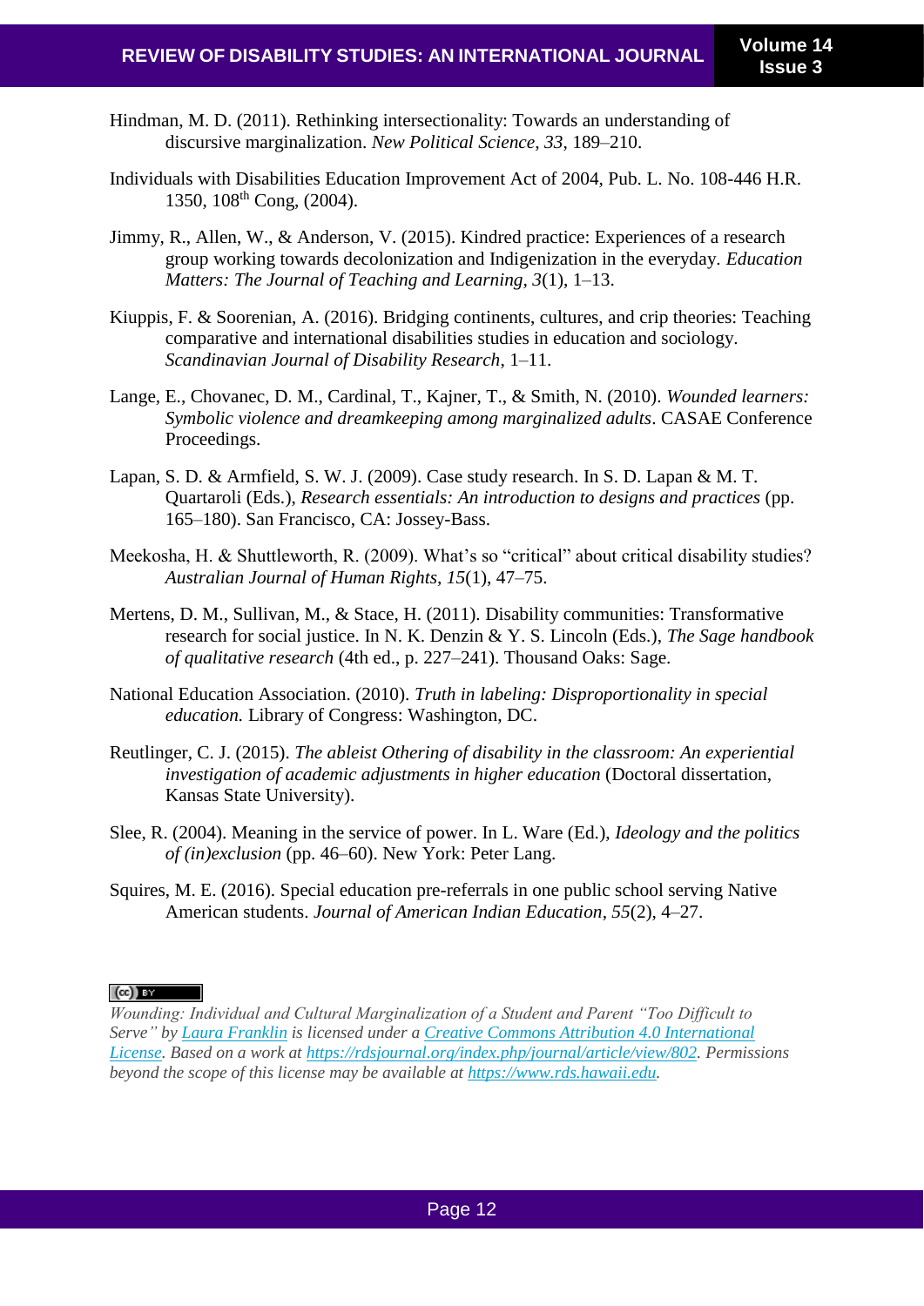Hindman, M. D. (2011). Rethinking intersectionality: Towards an understanding of discursive marginalization. *New Political Science, 33*, 189–210.

Individuals with Disabilities Education Improvement Act of 2004, Pub. L. No. 108-446 H.R. 1350, 108th Cong, (2004).

Jimmy, R., Allen, W., & Anderson, V. (2015). Kindred practice: Experiences of a research group working towards decolonization and Indigenization in the everyday. *Education Matters: The Journal of Teaching and Learning*, *3*(1), 1–13.

Kiuppis, F. & Soorenian, A. (2016). Bridging continents, cultures, and crip theories: Teaching comparative and international disabilities studies in education and sociology. *Scandinavian Journal of Disability Research*, 1–11.

Lange, E., Chovanec, D. M., Cardinal, T., Kajner, T., & Smith, N. (2010). *Wounded learners: Symbolic violence and dreamkeeping among marginalized adults*. CASAE Conference Proceedings.

Lapan, S. D. & Armfield, S. W. J. (2009). Case study research. In S. D. Lapan & M. T. Quartaroli (Eds.), *Research essentials: An introduction to designs and practices* (pp. 165–180). San Francisco, CA: Jossey-Bass.

Meekosha, H. & Shuttleworth, R. (2009). What's so "critical" about critical disability studies? *Australian Journal of Human Rights*, *15*(1), 47–75.

Mertens, D. M., Sullivan, M., & Stace, H. (2011). Disability communities: Transformative research for social justice. In N. K. Denzin & Y. S. Lincoln (Eds.), *The Sage handbook of qualitative research* (4th ed., p. 227–241). Thousand Oaks: Sage.

National Education Association. (2010). *Truth in labeling: Disproportionality in special education.* Library of Congress: Washington, DC.

Reutlinger, C. J. (2015). *The ableist Othering of disability in the classroom: An experiential investigation of academic adjustments in higher education* (Doctoral dissertation, Kansas State University).

Slee, R. (2004). Meaning in the service of power. In L. Ware (Ed.), *Ideology and the politics of (in)exclusion* (pp. 46–60). New York: Peter Lang.

Squires, M. E. (2016). Special education pre-referrals in one public school serving Native American students. *Journal of American Indian Education*, *55*(2), 4–27.

*Wounding: Individual and Cultural Marginalization of a Student and Parent "Too Difficult to Serve" by Laura Franklin is licensed under a Creative Commons Attribution 4.0 International License. Based on a work at https://rdsjournal.org/index.php/journal/article/view/802. Permissions beyond the scope of this license may be available at https://www.rds.hawaii.edu.*